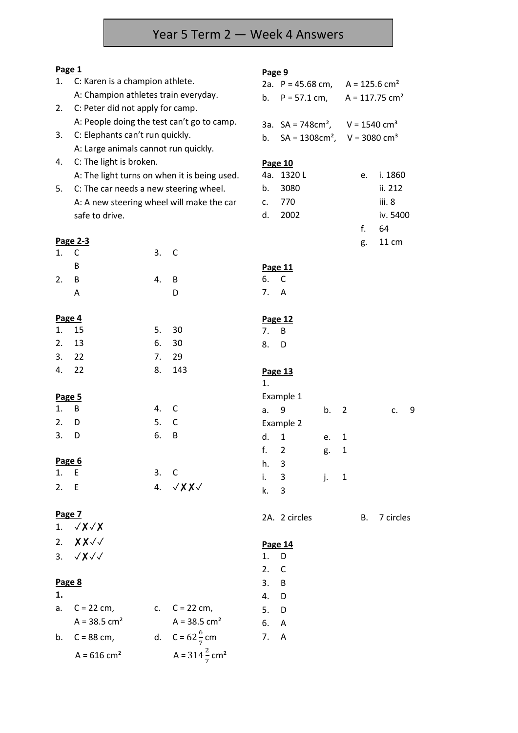# Year 5 Term 2 — Week 4 Answers

**Page 1**

1. C: Karen is a champion athlete.
   A: Champion athletes train everyday.
2. C: Peter did not apply for camp.
   A: People doing the test can't go to camp.
3. C: Elephants can't run quickly.
   A: Large animals cannot run quickly.
4. C: The light is broken.
   A: The light turns on when it is being used.
5. C: The car needs a new steering wheel.
   A: A new steering wheel will make the car safe to drive.

**Page 2-3**

1. C
   B
2. B
   A
3. C
4. B
   D

**Page 4**

1. 15
2. 13
3. 22
4. 22
5. 30
6. 30
7. 29
8. 143

**Page 5**

1. B
2. D
3. D
4. C
5. C
6. B

**Page 6**

1. E
2. E
3. C
4. ✓✗✗✓

**Page 7**

1. ✓✗✓✗
2. ✗✗✓✓
3. ✓✗✓✓

**Page 8**

**1.**

a. C = 22 cm, A = 38.5 $cm^2$

b. C = 88 cm, A = 616 $cm^2$

c. C = 22 cm, A = 38.5 $cm^2$

d. C = $62\frac{6}{7}$ cm, A = $314\frac{2}{7}$ $cm^2$

**Page 9**

2a. P = 45.68 cm, A = 125.6 $cm^2$

b. P = 57.1 cm, A = 117.75 $cm^2$

3a. SA = 748$cm^2$, V = 1540 $cm^3$

b. SA = 1308$cm^2$, V = 3080 $cm^3$

**Page 10**

4a. 1320 L

b. 3080

c. 770

d. 2002

e. i. 1860
   ii. 212
   iii. 8
   iv. 5400

f. 64

g. 11 cm

**Page 11**

6. C
7. A

**Page 12**

7. B
8. D

**Page 13**

1.

Example 1

a. 9  b. 2  c. 9

Example 2

d. 1  e. 1

f. 2  g. 1

h. 3

i. 3  j. 1

k. 3

2A. 2 circles  B. 7 circles

**Page 14**

1. D
2. C
3. B
4. D
5. D
6. A
7. A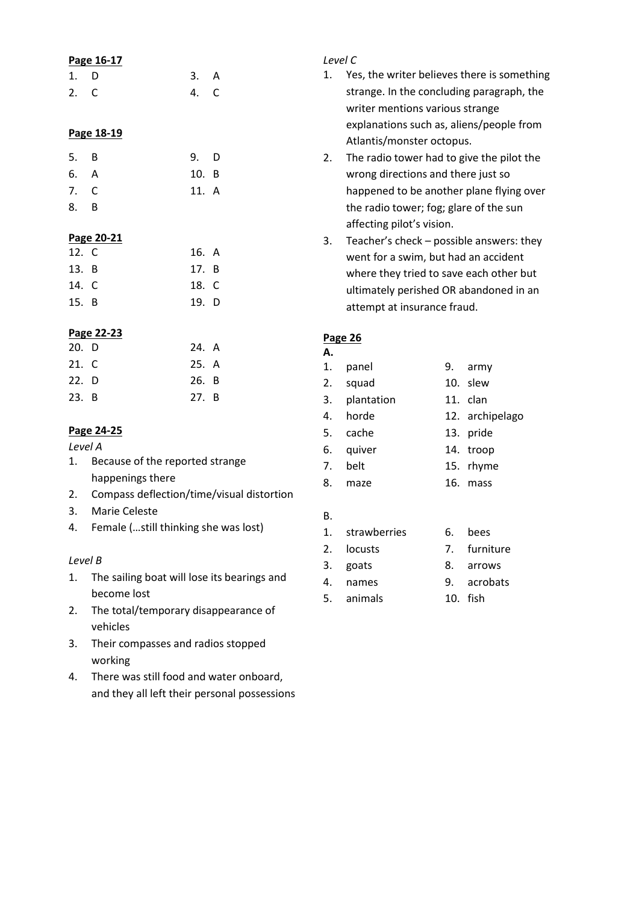**Page 16-17**

1. D
2. C
3. A
4. C

**Page 18-19**

5. B
6. A
7. C
8. B
9. D
10. B
11. A

**Page 20-21**

12. C
13. B
14. C
15. B
16. A
17. B
18. C
19. D

**Page 22-23**

20. D
21. C
22. D
23. B
24. A
25. A
26. B
27. B

**Page 24-25**

*Level A*

1. Because of the reported strange happenings there
2. Compass deflection/time/visual distortion
3. Marie Celeste
4. Female (…still thinking she was lost)

*Level B*

1. The sailing boat will lose its bearings and become lost
2. The total/temporary disappearance of vehicles
3. Their compasses and radios stopped working
4. There was still food and water onboard, and they all left their personal possessions

*Level C*

1. Yes, the writer believes there is something strange. In the concluding paragraph, the writer mentions various strange explanations such as, aliens/people from Atlantis/monster octopus.
2. The radio tower had to give the pilot the wrong directions and there just so happened to be another plane flying over the radio tower; fog; glare of the sun affecting pilot's vision.
3. Teacher's check – possible answers: they went for a swim, but had an accident where they tried to save each other but ultimately perished OR abandoned in an attempt at insurance fraud.

**Page 26**

**A.**

1. panel
2. squad
3. plantation
4. horde
5. cache
6. quiver
7. belt
8. maze
9. army
10. slew
11. clan
12. archipelago
13. pride
14. troop
15. rhyme
16. mass

B.

1. strawberries
2. locusts
3. goats
4. names
5. animals
6. bees
7. furniture
8. arrows
9. acrobats
10. fish